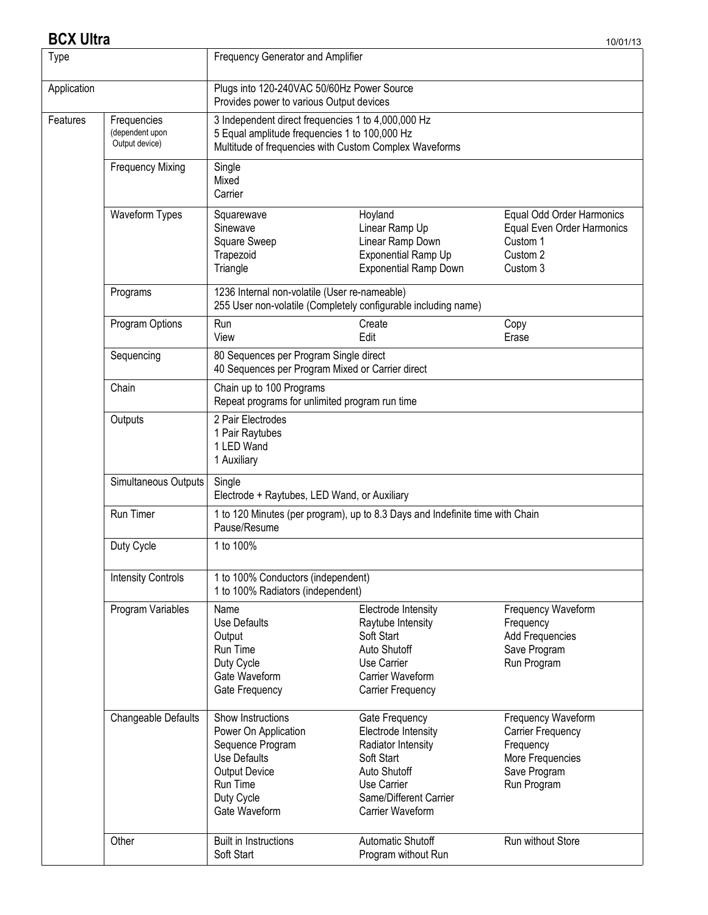# BCX Ultra

10/01/13

| Type | | Frequency Generator and Amplifier | | |
|---|---|---|---|---|
| Application | | Plugs into 120-240VAC 50/60Hz Power Source<br>Provides power to various Output devices | | |
| Features | Frequencies (dependent upon Output device) | 3 Independent direct frequencies 1 to 4,000,000 Hz<br>5 Equal amplitude frequencies 1 to 100,000 Hz<br>Multitude of frequencies with Custom Complex Waveforms | | |
| | Frequency Mixing | Single<br>Mixed<br>Carrier | | |
| | Waveform Types | Squarewave<br>Sinewave<br>Square Sweep<br>Trapezoid<br>Triangle | Hoyland<br>Linear Ramp Up<br>Linear Ramp Down<br>Exponential Ramp Up<br>Exponential Ramp Down | Equal Odd Order Harmonics<br>Equal Even Order Harmonics<br>Custom 1<br>Custom 2<br>Custom 3 |
| | Programs | 1236 Internal non-volatile (User re-nameable)<br>255 User non-volatile (Completely configurable including name) | | |
| | Program Options | Run<br>View | Create<br>Edit | Copy<br>Erase |
| | Sequencing | 80 Sequences per Program Single direct<br>40 Sequences per Program Mixed or Carrier direct | | |
| | Chain | Chain up to 100 Programs<br>Repeat programs for unlimited program run time | | |
| | Outputs | 2 Pair Electrodes<br>1 Pair Raytubes<br>1 LED Wand<br>1 Auxiliary | | |
| | Simultaneous Outputs | Single<br>Electrode + Raytubes, LED Wand, or Auxiliary | | |
| | Run Timer | 1 to 120 Minutes (per program), up to 8.3 Days and Indefinite time with Chain<br>Pause/Resume | | |
| | Duty Cycle | 1 to 100% | | |
| | Intensity Controls | 1 to 100% Conductors (independent)<br>1 to 100% Radiators (independent) | | |
| | Program Variables | Name<br>Use Defaults<br>Output<br>Run Time<br>Duty Cycle<br>Gate Waveform<br>Gate Frequency | Electrode Intensity<br>Raytube Intensity<br>Soft Start<br>Auto Shutoff<br>Use Carrier<br>Carrier Waveform<br>Carrier Frequency | Frequency Waveform<br>Frequency<br>Add Frequencies<br>Save Program<br>Run Program |
| | Changeable Defaults | Show Instructions<br>Power On Application<br>Sequence Program<br>Use Defaults<br>Output Device<br>Run Time<br>Duty Cycle<br>Gate Waveform | Gate Frequency<br>Electrode Intensity<br>Radiator Intensity<br>Soft Start<br>Auto Shutoff<br>Use Carrier<br>Same/Different Carrier<br>Carrier Waveform | Frequency Waveform<br>Carrier Frequency<br>Frequency<br>More Frequencies<br>Save Program<br>Run Program |
| | Other | Built in Instructions<br>Soft Start | Automatic Shutoff<br>Program without Run | Run without Store |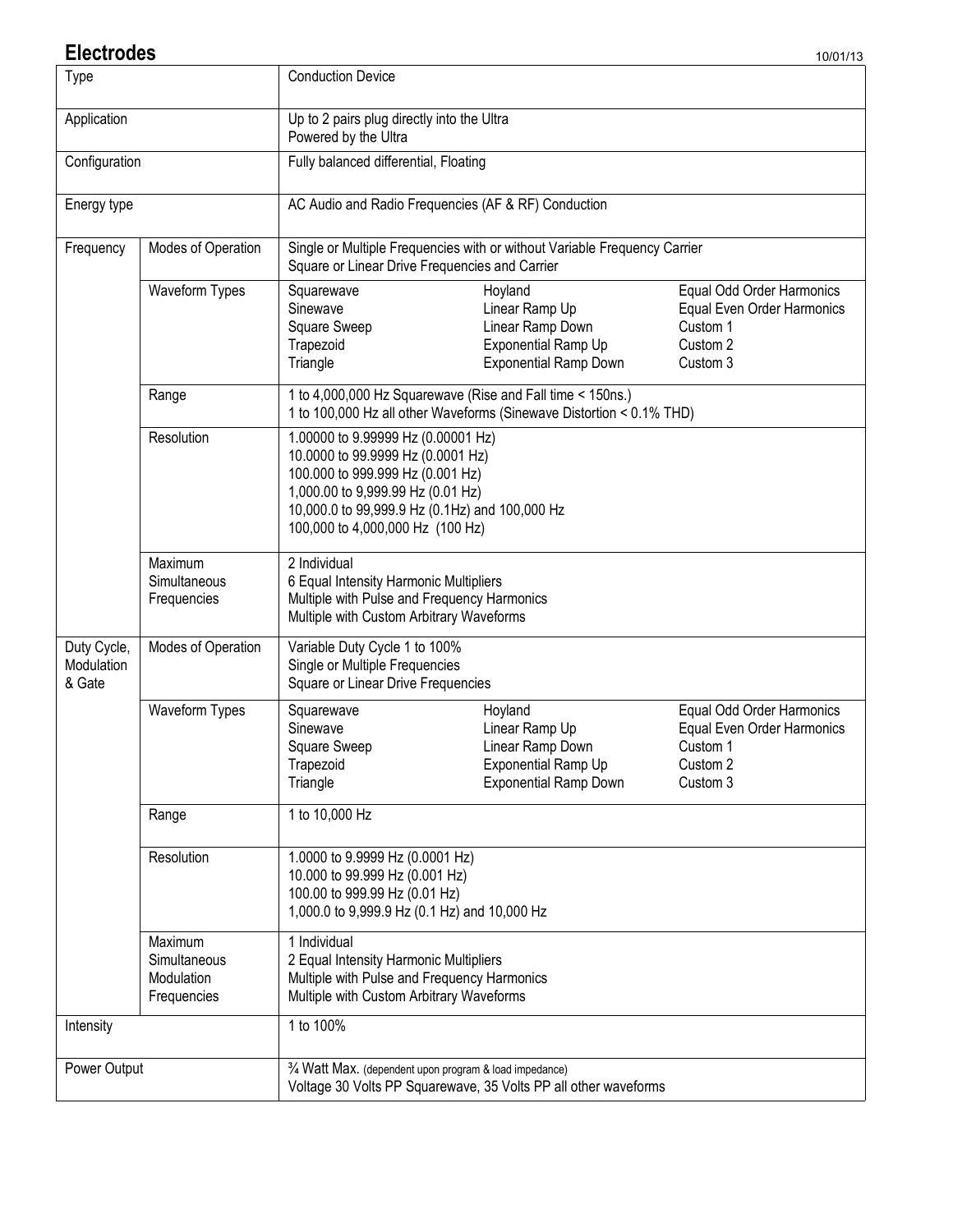## Electrodes

10/01/13

| | | | | |
|---|---|---|---|---|
| Type | | Conduction Device | | |
| Application | | Up to 2 pairs plug directly into the Ultra<br>Powered by the Ultra | | |
| Configuration | | Fully balanced differential, Floating | | |
| Energy type | | AC Audio and Radio Frequencies (AF & RF) Conduction | | |
| Frequency | Modes of Operation | Single or Multiple Frequencies with or without Variable Frequency Carrier<br>Square or Linear Drive Frequencies and Carrier | | |
| | Waveform Types | Squarewave<br>Sinewave<br>Square Sweep<br>Trapezoid<br>Triangle | Hoyland<br>Linear Ramp Up<br>Linear Ramp Down<br>Exponential Ramp Up<br>Exponential Ramp Down | Equal Odd Order Harmonics<br>Equal Even Order Harmonics<br>Custom 1<br>Custom 2<br>Custom 3 |
| | Range | 1 to 4,000,000 Hz Squarewave (Rise and Fall time < 150ns.)<br>1 to 100,000 Hz all other Waveforms (Sinewave Distortion < 0.1% THD) | | |
| | Resolution | 1.00000 to 9.99999 Hz (0.00001 Hz)<br>10.0000 to 99.9999 Hz (0.0001 Hz)<br>100.000 to 999.999 Hz (0.001 Hz)<br>1,000.00 to 9,999.99 Hz (0.01 Hz)<br>10,000.0 to 99,999.9 Hz (0.1Hz) and 100,000 Hz<br>100,000 to 4,000,000 Hz (100 Hz) | | |
| | Maximum Simultaneous Frequencies | 2 Individual<br>6 Equal Intensity Harmonic Multipliers<br>Multiple with Pulse and Frequency Harmonics<br>Multiple with Custom Arbitrary Waveforms | | |
| Duty Cycle, Modulation & Gate | Modes of Operation | Variable Duty Cycle 1 to 100%<br>Single or Multiple Frequencies<br>Square or Linear Drive Frequencies | | |
| | Waveform Types | Squarewave<br>Sinewave<br>Square Sweep<br>Trapezoid<br>Triangle | Hoyland<br>Linear Ramp Up<br>Linear Ramp Down<br>Exponential Ramp Up<br>Exponential Ramp Down | Equal Odd Order Harmonics<br>Equal Even Order Harmonics<br>Custom 1<br>Custom 2<br>Custom 3 |
| | Range | 1 to 10,000 Hz | | |
| | Resolution | 1.0000 to 9.9999 Hz (0.0001 Hz)<br>10.000 to 99.999 Hz (0.001 Hz)<br>100.00 to 999.99 Hz (0.01 Hz)<br>1,000.0 to 9,999.9 Hz (0.1 Hz) and 10,000 Hz | | |
| | Maximum Simultaneous Modulation Frequencies | 1 Individual<br>2 Equal Intensity Harmonic Multipliers<br>Multiple with Pulse and Frequency Harmonics<br>Multiple with Custom Arbitrary Waveforms | | |
| Intensity | | 1 to 100% | | |
| Power Output | | ¾ Watt Max. (dependent upon program & load impedance)<br>Voltage 30 Volts PP Squarewave, 35 Volts PP all other waveforms | | |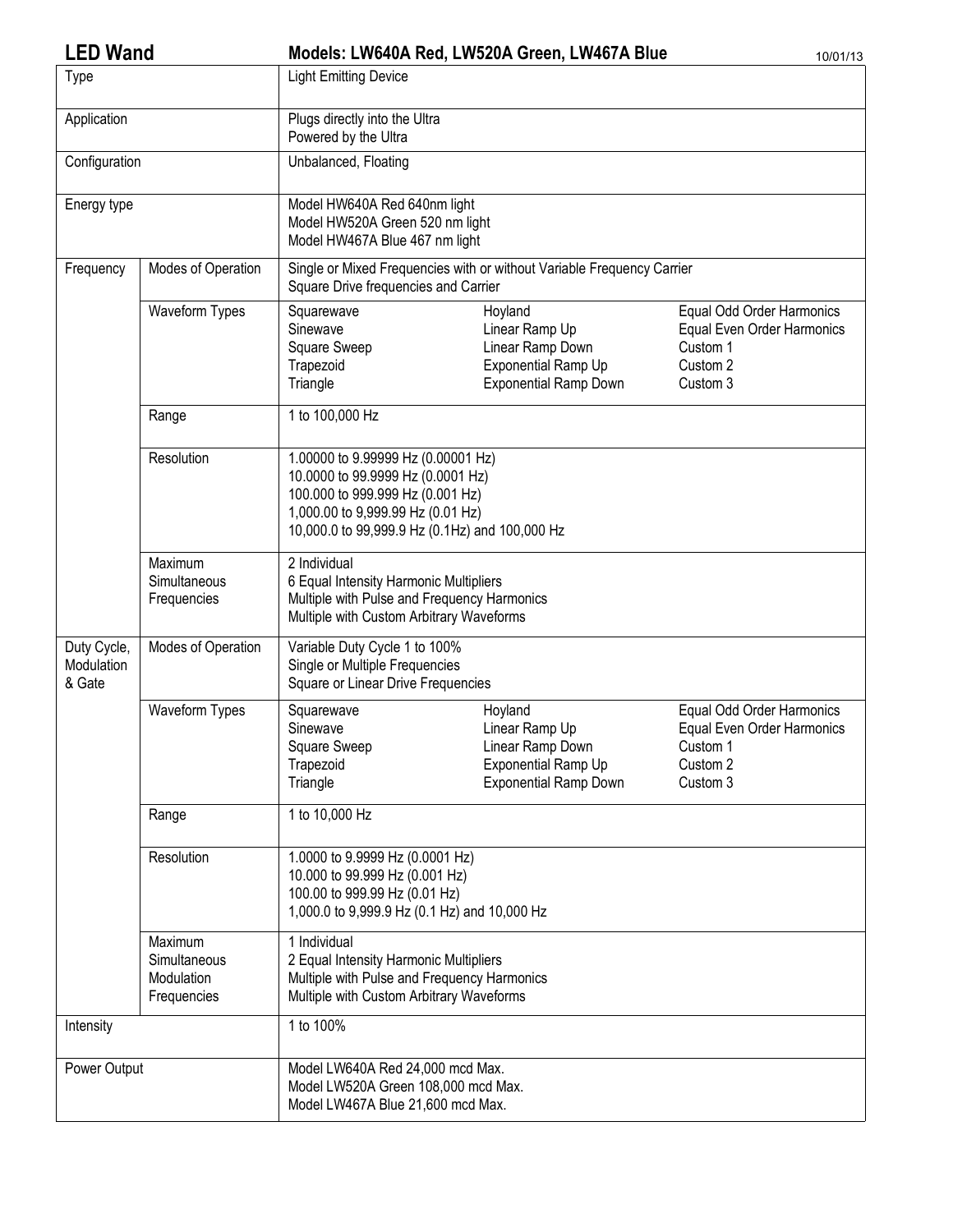# LED Wand

## Models: LW640A Red, LW520A Green, LW467A Blue

10/01/13

| | | | | |
|---|---|---|---|---|
| Type | | Light Emitting Device | | |
| Application | | Plugs directly into the Ultra<br>Powered by the Ultra | | |
| Configuration | | Unbalanced, Floating | | |
| Energy type | | Model HW640A Red 640nm light<br>Model HW520A Green 520 nm light<br>Model HW467A Blue 467 nm light | | |
| Frequency | Modes of Operation | Single or Mixed Frequencies with or without Variable Frequency Carrier<br>Square Drive frequencies and Carrier | | |
| | Waveform Types | Squarewave<br>Sinewave<br>Square Sweep<br>Trapezoid<br>Triangle | Hoyland<br>Linear Ramp Up<br>Linear Ramp Down<br>Exponential Ramp Up<br>Exponential Ramp Down | Equal Odd Order Harmonics<br>Equal Even Order Harmonics<br>Custom 1<br>Custom 2<br>Custom 3 |
| | Range | 1 to 100,000 Hz | | |
| | Resolution | 1.00000 to 9.99999 Hz (0.00001 Hz)<br>10.0000 to 99.9999 Hz (0.0001 Hz)<br>100.000 to 999.999 Hz (0.001 Hz)<br>1,000.00 to 9,999.99 Hz (0.01 Hz)<br>10,000.0 to 99,999.9 Hz (0.1Hz) and 100,000 Hz | | |
| | Maximum Simultaneous Frequencies | 2 Individual<br>6 Equal Intensity Harmonic Multipliers<br>Multiple with Pulse and Frequency Harmonics<br>Multiple with Custom Arbitrary Waveforms | | |
| Duty Cycle, Modulation & Gate | Modes of Operation | Variable Duty Cycle 1 to 100%<br>Single or Multiple Frequencies<br>Square or Linear Drive Frequencies | | |
| | Waveform Types | Squarewave<br>Sinewave<br>Square Sweep<br>Trapezoid<br>Triangle | Hoyland<br>Linear Ramp Up<br>Linear Ramp Down<br>Exponential Ramp Up<br>Exponential Ramp Down | Equal Odd Order Harmonics<br>Equal Even Order Harmonics<br>Custom 1<br>Custom 2<br>Custom 3 |
| | Range | 1 to 10,000 Hz | | |
| | Resolution | 1.0000 to 9.9999 Hz (0.0001 Hz)<br>10.000 to 99.999 Hz (0.001 Hz)<br>100.00 to 999.99 Hz (0.01 Hz)<br>1,000.0 to 9,999.9 Hz (0.1 Hz) and 10,000 Hz | | |
| | Maximum Simultaneous Modulation Frequencies | 1 Individual<br>2 Equal Intensity Harmonic Multipliers<br>Multiple with Pulse and Frequency Harmonics<br>Multiple with Custom Arbitrary Waveforms | | |
| Intensity | | 1 to 100% | | |
| Power Output | | Model LW640A Red 24,000 mcd Max.<br>Model LW520A Green 108,000 mcd Max.<br>Model LW467A Blue 21,600 mcd Max. | | |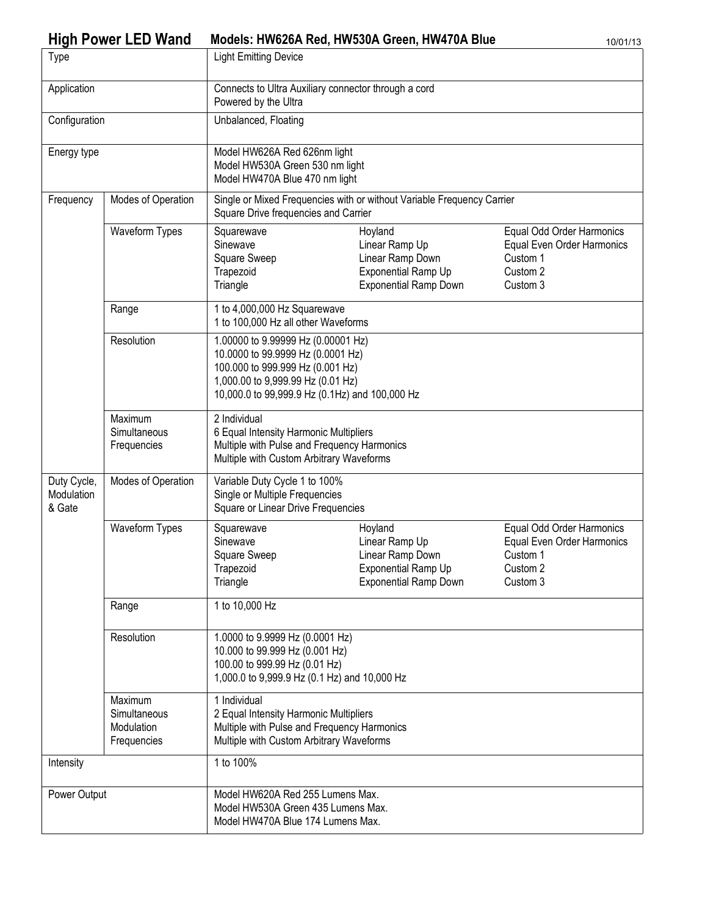## High Power LED Wand Models: HW626A Red, HW530A Green, HW470A Blue

10/01/13

| | | | | |
|---|---|---|---|---|
| Type | | Light Emitting Device | | |
| Application | | Connects to Ultra Auxiliary connector through a cord<br>Powered by the Ultra | | |
| Configuration | | Unbalanced, Floating | | |
| Energy type | | Model HW626A Red 626nm light<br>Model HW530A Green 530 nm light<br>Model HW470A Blue 470 nm light | | |
| Frequency | Modes of Operation | Single or Mixed Frequencies with or without Variable Frequency Carrier<br>Square Drive frequencies and Carrier | | |
| | Waveform Types | Squarewave<br>Sinewave<br>Square Sweep<br>Trapezoid<br>Triangle | Hoyland<br>Linear Ramp Up<br>Linear Ramp Down<br>Exponential Ramp Up<br>Exponential Ramp Down | Equal Odd Order Harmonics<br>Equal Even Order Harmonics<br>Custom 1<br>Custom 2<br>Custom 3 |
| | Range | 1 to 4,000,000 Hz Squarewave<br>1 to 100,000 Hz all other Waveforms | | |
| | Resolution | 1.00000 to 9.99999 Hz (0.00001 Hz)<br>10.0000 to 99.9999 Hz (0.0001 Hz)<br>100.000 to 999.999 Hz (0.001 Hz)<br>1,000.00 to 9,999.99 Hz (0.01 Hz)<br>10,000.0 to 99,999.9 Hz (0.1Hz) and 100,000 Hz | | |
| | Maximum Simultaneous Frequencies | 2 Individual<br>6 Equal Intensity Harmonic Multipliers<br>Multiple with Pulse and Frequency Harmonics<br>Multiple with Custom Arbitrary Waveforms | | |
| Duty Cycle, Modulation & Gate | Modes of Operation | Variable Duty Cycle 1 to 100%<br>Single or Multiple Frequencies<br>Square or Linear Drive Frequencies | | |
| | Waveform Types | Squarewave<br>Sinewave<br>Square Sweep<br>Trapezoid<br>Triangle | Hoyland<br>Linear Ramp Up<br>Linear Ramp Down<br>Exponential Ramp Up<br>Exponential Ramp Down | Equal Odd Order Harmonics<br>Equal Even Order Harmonics<br>Custom 1<br>Custom 2<br>Custom 3 |
| | Range | 1 to 10,000 Hz | | |
| | Resolution | 1.0000 to 9.9999 Hz (0.0001 Hz)<br>10.000 to 99.999 Hz (0.001 Hz)<br>100.00 to 999.99 Hz (0.01 Hz)<br>1,000.0 to 9,999.9 Hz (0.1 Hz) and 10,000 Hz | | |
| | Maximum Simultaneous Modulation Frequencies | 1 Individual<br>2 Equal Intensity Harmonic Multipliers<br>Multiple with Pulse and Frequency Harmonics<br>Multiple with Custom Arbitrary Waveforms | | |
| Intensity | | 1 to 100% | | |
| Power Output | | Model HW620A Red 255 Lumens Max.<br>Model HW530A Green 435 Lumens Max.<br>Model HW470A Blue 174 Lumens Max. | | |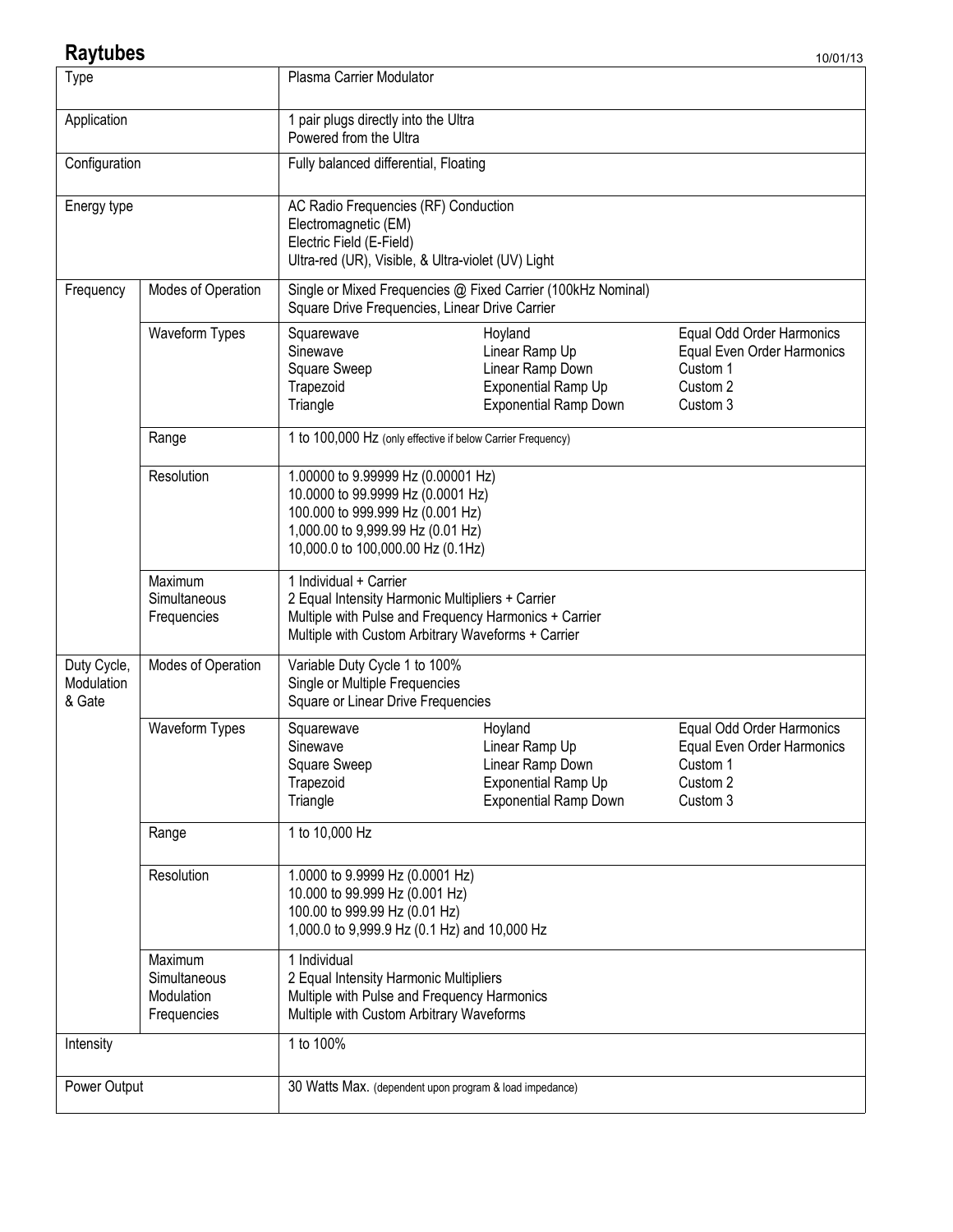# Raytubes

10/01/13

| | | | | |
|---|---|---|---|---|
| Type | | Plasma Carrier Modulator | | |
| Application | | 1 pair plugs directly into the Ultra<br>Powered from the Ultra | | |
| Configuration | | Fully balanced differential, Floating | | |
| Energy type | | AC Radio Frequencies (RF) Conduction<br>Electromagnetic (EM)<br>Electric Field (E-Field)<br>Ultra-red (UR), Visible, & Ultra-violet (UV) Light | | |
| Frequency | Modes of Operation | Single or Mixed Frequencies @ Fixed Carrier (100kHz Nominal)<br>Square Drive Frequencies, Linear Drive Carrier | | |
| | Waveform Types | Squarewave<br>Sinewave<br>Square Sweep<br>Trapezoid<br>Triangle | Hoyland<br>Linear Ramp Up<br>Linear Ramp Down<br>Exponential Ramp Up<br>Exponential Ramp Down | Equal Odd Order Harmonics<br>Equal Even Order Harmonics<br>Custom 1<br>Custom 2<br>Custom 3 |
| | Range | 1 to 100,000 Hz (only effective if below Carrier Frequency) | | |
| | Resolution | 1.00000 to 9.99999 Hz (0.00001 Hz)<br>10.0000 to 99.9999 Hz (0.0001 Hz)<br>100.000 to 999.999 Hz (0.001 Hz)<br>1,000.00 to 9,999.99 Hz (0.01 Hz)<br>10,000.0 to 100,000.00 Hz (0.1Hz) | | |
| | Maximum Simultaneous Frequencies | 1 Individual + Carrier<br>2 Equal Intensity Harmonic Multipliers + Carrier<br>Multiple with Pulse and Frequency Harmonics + Carrier<br>Multiple with Custom Arbitrary Waveforms + Carrier | | |
| Duty Cycle, Modulation & Gate | Modes of Operation | Variable Duty Cycle 1 to 100%<br>Single or Multiple Frequencies<br>Square or Linear Drive Frequencies | | |
| | Waveform Types | Squarewave<br>Sinewave<br>Square Sweep<br>Trapezoid<br>Triangle | Hoyland<br>Linear Ramp Up<br>Linear Ramp Down<br>Exponential Ramp Up<br>Exponential Ramp Down | Equal Odd Order Harmonics<br>Equal Even Order Harmonics<br>Custom 1<br>Custom 2<br>Custom 3 |
| | Range | 1 to 10,000 Hz | | |
| | Resolution | 1.0000 to 9.9999 Hz (0.0001 Hz)<br>10.000 to 99.999 Hz (0.001 Hz)<br>100.00 to 999.99 Hz (0.01 Hz)<br>1,000.0 to 9,999.9 Hz (0.1 Hz) and 10,000 Hz | | |
| | Maximum Simultaneous Modulation Frequencies | 1 Individual<br>2 Equal Intensity Harmonic Multipliers<br>Multiple with Pulse and Frequency Harmonics<br>Multiple with Custom Arbitrary Waveforms | | |
| Intensity | | 1 to 100% | | |
| Power Output | | 30 Watts Max. (dependent upon program & load impedance) | | |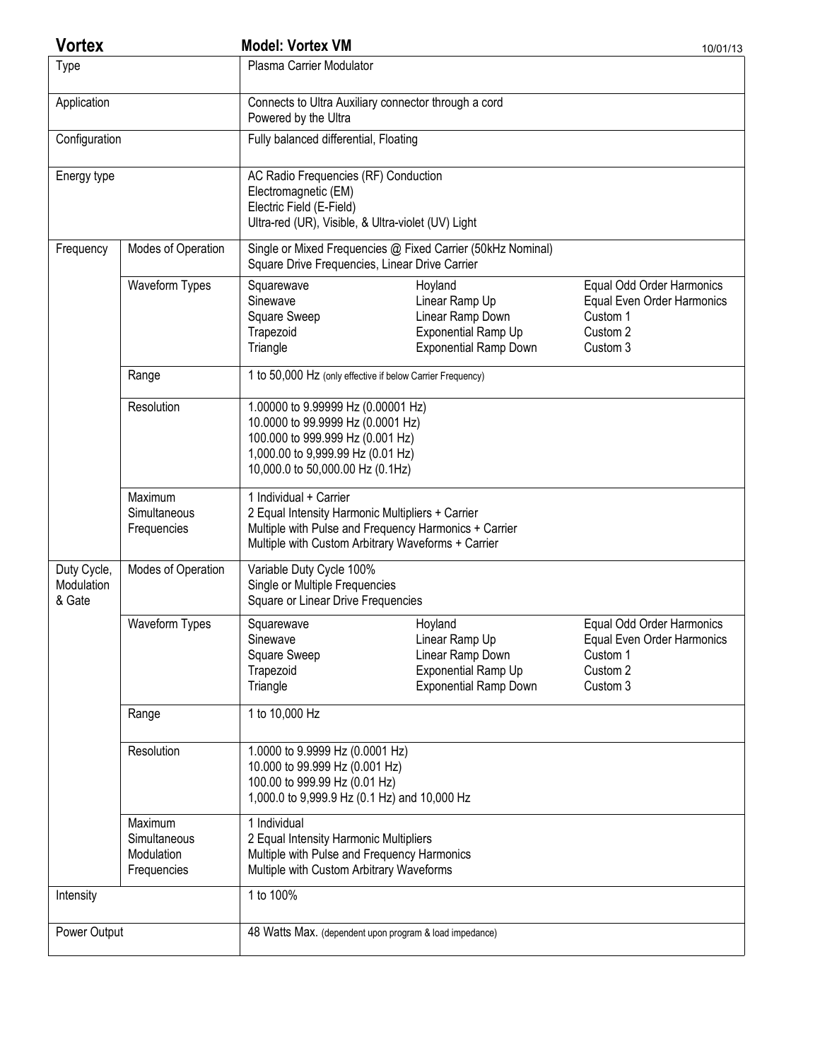**Vortex** **Model: Vortex VM** 10/01/13

| | | | | |
|---|---|---|---|---|
| Type | | Plasma Carrier Modulator | | |
| Application | | Connects to Ultra Auxiliary connector through a cord<br>Powered by the Ultra | | |
| Configuration | | Fully balanced differential, Floating | | |
| Energy type | | AC Radio Frequencies (RF) Conduction<br>Electromagnetic (EM)<br>Electric Field (E-Field)<br>Ultra-red (UR), Visible, & Ultra-violet (UV) Light | | |
| Frequency | Modes of Operation | Single or Mixed Frequencies @ Fixed Carrier (50kHz Nominal)<br>Square Drive Frequencies, Linear Drive Carrier | | |
| | Waveform Types | Squarewave<br>Sinewave<br>Square Sweep<br>Trapezoid<br>Triangle | Hoyland<br>Linear Ramp Up<br>Linear Ramp Down<br>Exponential Ramp Up<br>Exponential Ramp Down | Equal Odd Order Harmonics<br>Equal Even Order Harmonics<br>Custom 1<br>Custom 2<br>Custom 3 |
| | Range | 1 to 50,000 Hz (only effective if below Carrier Frequency) | | |
| | Resolution | 1.00000 to 9.99999 Hz (0.00001 Hz)<br>10.0000 to 99.9999 Hz (0.0001 Hz)<br>100.000 to 999.999 Hz (0.001 Hz)<br>1,000.00 to 9,999.99 Hz (0.01 Hz)<br>10,000.0 to 50,000.00 Hz (0.1Hz) | | |
| | Maximum Simultaneous Frequencies | 1 Individual + Carrier<br>2 Equal Intensity Harmonic Multipliers + Carrier<br>Multiple with Pulse and Frequency Harmonics + Carrier<br>Multiple with Custom Arbitrary Waveforms + Carrier | | |
| Duty Cycle, Modulation & Gate | Modes of Operation | Variable Duty Cycle 100%<br>Single or Multiple Frequencies<br>Square or Linear Drive Frequencies | | |
| | Waveform Types | Squarewave<br>Sinewave<br>Square Sweep<br>Trapezoid<br>Triangle | Hoyland<br>Linear Ramp Up<br>Linear Ramp Down<br>Exponential Ramp Up<br>Exponential Ramp Down | Equal Odd Order Harmonics<br>Equal Even Order Harmonics<br>Custom 1<br>Custom 2<br>Custom 3 |
| | Range | 1 to 10,000 Hz | | |
| | Resolution | 1.0000 to 9.9999 Hz (0.0001 Hz)<br>10.000 to 99.999 Hz (0.001 Hz)<br>100.00 to 999.99 Hz (0.01 Hz)<br>1,000.0 to 9,999.9 Hz (0.1 Hz) and 10,000 Hz | | |
| | Maximum Simultaneous Modulation Frequencies | 1 Individual<br>2 Equal Intensity Harmonic Multipliers<br>Multiple with Pulse and Frequency Harmonics<br>Multiple with Custom Arbitrary Waveforms | | |
| Intensity | | 1 to 100% | | |
| Power Output | | 48 Watts Max. (dependent upon program & load impedance) | | |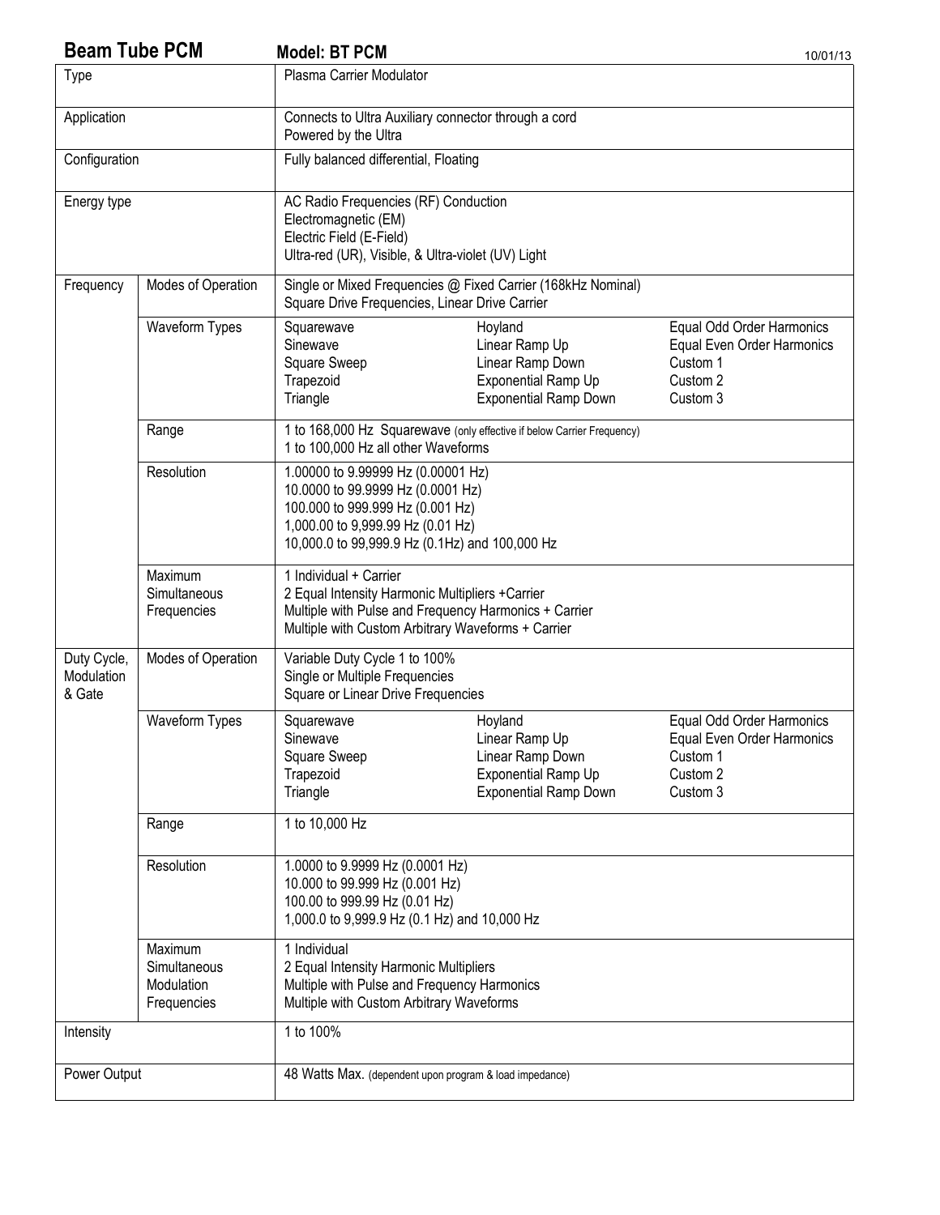# Beam Tube PCM

**Model: BT PCM**

10/01/13

| | | | | |
|---|---|---|---|---|
| Type | | Plasma Carrier Modulator | | |
| Application | | Connects to Ultra Auxiliary connector through a cord<br>Powered by the Ultra | | |
| Configuration | | Fully balanced differential, Floating | | |
| Energy type | | AC Radio Frequencies (RF) Conduction<br>Electromagnetic (EM)<br>Electric Field (E-Field)<br>Ultra-red (UR), Visible, & Ultra-violet (UV) Light | | |
| Frequency | Modes of Operation | Single or Mixed Frequencies @ Fixed Carrier (168kHz Nominal)<br>Square Drive Frequencies, Linear Drive Carrier | | |
| | Waveform Types | Squarewave<br>Sinewave<br>Square Sweep<br>Trapezoid<br>Triangle | Hoyland<br>Linear Ramp Up<br>Linear Ramp Down<br>Exponential Ramp Up<br>Exponential Ramp Down | Equal Odd Order Harmonics<br>Equal Even Order Harmonics<br>Custom 1<br>Custom 2<br>Custom 3 |
| | Range | 1 to 168,000 Hz Squarewave (only effective if below Carrier Frequency)<br>1 to 100,000 Hz all other Waveforms | | |
| | Resolution | 1.00000 to 9.99999 Hz (0.00001 Hz)<br>10.0000 to 99.9999 Hz (0.0001 Hz)<br>100.000 to 999.999 Hz (0.001 Hz)<br>1,000.00 to 9,999.99 Hz (0.01 Hz)<br>10,000.0 to 99,999.9 Hz (0.1Hz) and 100,000 Hz | | |
| | Maximum Simultaneous Frequencies | 1 Individual + Carrier<br>2 Equal Intensity Harmonic Multipliers +Carrier<br>Multiple with Pulse and Frequency Harmonics + Carrier<br>Multiple with Custom Arbitrary Waveforms + Carrier | | |
| Duty Cycle, Modulation & Gate | Modes of Operation | Variable Duty Cycle 1 to 100%<br>Single or Multiple Frequencies<br>Square or Linear Drive Frequencies | | |
| | Waveform Types | Squarewave<br>Sinewave<br>Square Sweep<br>Trapezoid<br>Triangle | Hoyland<br>Linear Ramp Up<br>Linear Ramp Down<br>Exponential Ramp Up<br>Exponential Ramp Down | Equal Odd Order Harmonics<br>Equal Even Order Harmonics<br>Custom 1<br>Custom 2<br>Custom 3 |
| | Range | 1 to 10,000 Hz | | |
| | Resolution | 1.0000 to 9.9999 Hz (0.0001 Hz)<br>10.000 to 99.999 Hz (0.001 Hz)<br>100.00 to 999.99 Hz (0.01 Hz)<br>1,000.0 to 9,999.9 Hz (0.1 Hz) and 10,000 Hz | | |
| | Maximum Simultaneous Modulation Frequencies | 1 Individual<br>2 Equal Intensity Harmonic Multipliers<br>Multiple with Pulse and Frequency Harmonics<br>Multiple with Custom Arbitrary Waveforms | | |
| Intensity | | 1 to 100% | | |
| Power Output | | 48 Watts Max. (dependent upon program & load impedance) | | |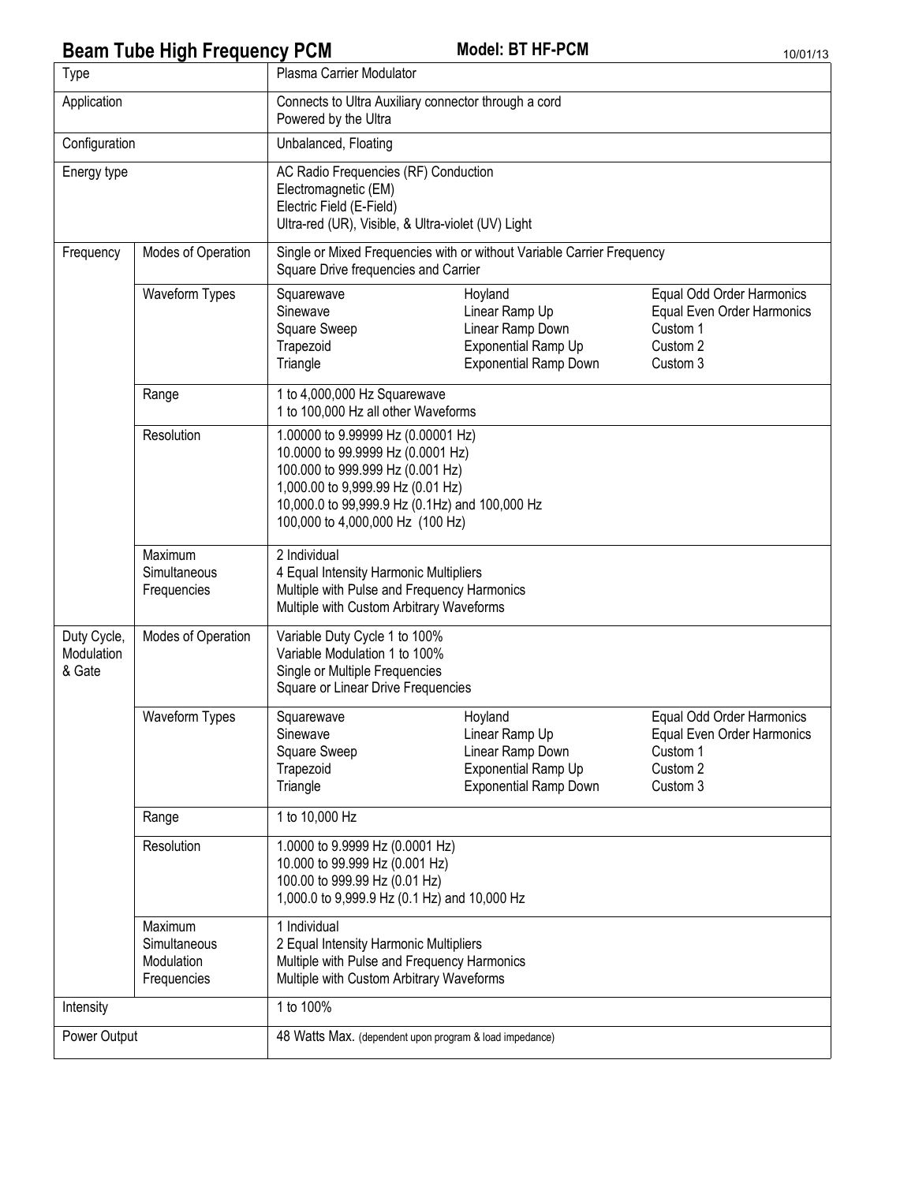# Beam Tube High Frequency PCM

**Model: BT HF-PCM**

10/01/13

| | | | | |
|---|---|---|---|---|
| Type | | Plasma Carrier Modulator | | |
| Application | | Connects to Ultra Auxiliary connector through a cord<br>Powered by the Ultra | | |
| Configuration | | Unbalanced, Floating | | |
| Energy type | | AC Radio Frequencies (RF) Conduction<br>Electromagnetic (EM)<br>Electric Field (E-Field)<br>Ultra-red (UR), Visible, & Ultra-violet (UV) Light | | |
| Frequency | Modes of Operation | Single or Mixed Frequencies with or without Variable Carrier Frequency<br>Square Drive frequencies and Carrier | | |
| | Waveform Types | Squarewave<br>Sinewave<br>Square Sweep<br>Trapezoid<br>Triangle | Hoyland<br>Linear Ramp Up<br>Linear Ramp Down<br>Exponential Ramp Up<br>Exponential Ramp Down | Equal Odd Order Harmonics<br>Equal Even Order Harmonics<br>Custom 1<br>Custom 2<br>Custom 3 |
| | Range | 1 to 4,000,000 Hz Squarewave<br>1 to 100,000 Hz all other Waveforms | | |
| | Resolution | 1.00000 to 9.99999 Hz (0.00001 Hz)<br>10.0000 to 99.9999 Hz (0.0001 Hz)<br>100.000 to 999.999 Hz (0.001 Hz)<br>1,000.00 to 9,999.99 Hz (0.01 Hz)<br>10,000.0 to 99,999.9 Hz (0.1Hz) and 100,000 Hz<br>100,000 to 4,000,000 Hz (100 Hz) | | |
| | Maximum Simultaneous Frequencies | 2 Individual<br>4 Equal Intensity Harmonic Multipliers<br>Multiple with Pulse and Frequency Harmonics<br>Multiple with Custom Arbitrary Waveforms | | |
| Duty Cycle, Modulation & Gate | Modes of Operation | Variable Duty Cycle 1 to 100%<br>Variable Modulation 1 to 100%<br>Single or Multiple Frequencies<br>Square or Linear Drive Frequencies | | |
| | Waveform Types | Squarewave<br>Sinewave<br>Square Sweep<br>Trapezoid<br>Triangle | Hoyland<br>Linear Ramp Up<br>Linear Ramp Down<br>Exponential Ramp Up<br>Exponential Ramp Down | Equal Odd Order Harmonics<br>Equal Even Order Harmonics<br>Custom 1<br>Custom 2<br>Custom 3 |
| | Range | 1 to 10,000 Hz | | |
| | Resolution | 1.0000 to 9.9999 Hz (0.0001 Hz)<br>10.000 to 99.999 Hz (0.001 Hz)<br>100.00 to 999.99 Hz (0.01 Hz)<br>1,000.0 to 9,999.9 Hz (0.1 Hz) and 10,000 Hz | | |
| | Maximum Simultaneous Modulation Frequencies | 1 Individual<br>2 Equal Intensity Harmonic Multipliers<br>Multiple with Pulse and Frequency Harmonics<br>Multiple with Custom Arbitrary Waveforms | | |
| Intensity | | 1 to 100% | | |
| Power Output | | 48 Watts Max. (dependent upon program & load impedance) | | |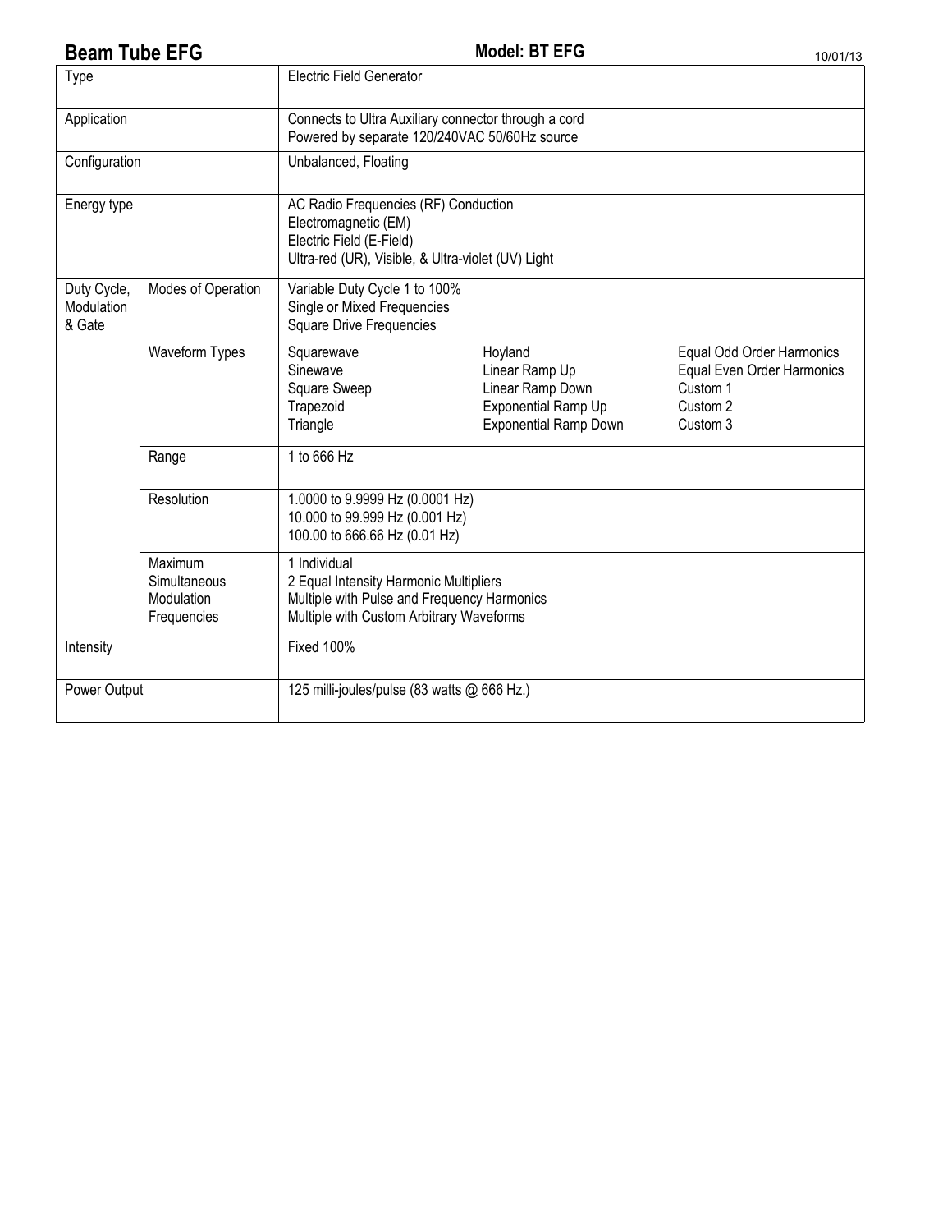**Beam Tube EFG** **Model: BT EFG** 10/01/13

| Type | | Electric Field Generator | | |
|---|---|---|---|---|
| Application | | Connects to Ultra Auxiliary connector through a cord<br>Powered by separate 120/240VAC 50/60Hz source | | |
| Configuration | | Unbalanced, Floating | | |
| Energy type | | AC Radio Frequencies (RF) Conduction<br>Electromagnetic (EM)<br>Electric Field (E-Field)<br>Ultra-red (UR), Visible, & Ultra-violet (UV) Light | | |
| Duty Cycle, Modulation & Gate | Modes of Operation | Variable Duty Cycle 1 to 100%<br>Single or Mixed Frequencies<br>Square Drive Frequencies | | |
| | Waveform Types | Squarewave<br>Sinewave<br>Square Sweep<br>Trapezoid<br>Triangle | Hoyland<br>Linear Ramp Up<br>Linear Ramp Down<br>Exponential Ramp Up<br>Exponential Ramp Down | Equal Odd Order Harmonics<br>Equal Even Order Harmonics<br>Custom 1<br>Custom 2<br>Custom 3 |
| | Range | 1 to 666 Hz | | |
| | Resolution | 1.0000 to 9.9999 Hz (0.0001 Hz)<br>10.000 to 99.999 Hz (0.001 Hz)<br>100.00 to 666.66 Hz (0.01 Hz) | | |
| | Maximum Simultaneous Modulation Frequencies | 1 Individual<br>2 Equal Intensity Harmonic Multipliers<br>Multiple with Pulse and Frequency Harmonics<br>Multiple with Custom Arbitrary Waveforms | | |
| Intensity | | Fixed 100% | | |
| Power Output | | 125 milli-joules/pulse (83 watts @ 666 Hz.) | | |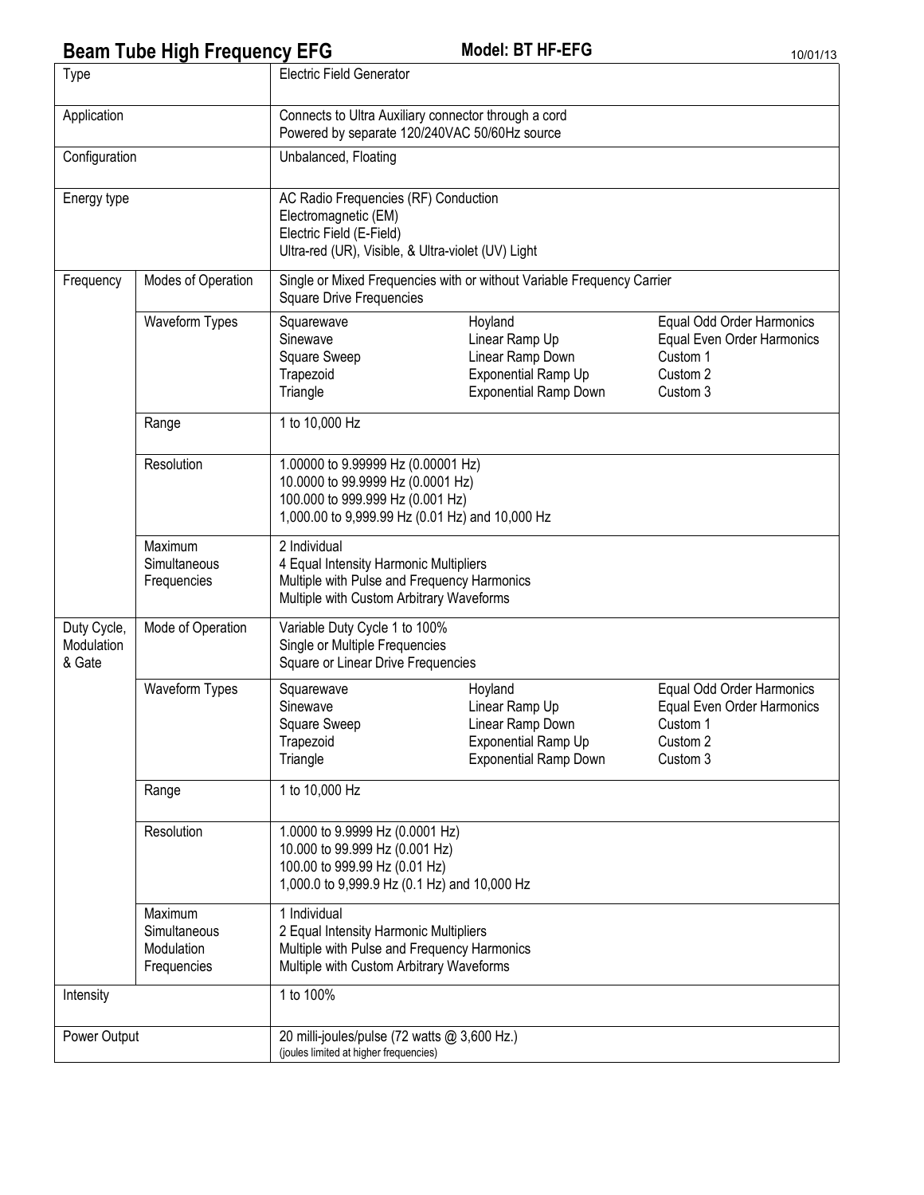# Beam Tube High Frequency EFG

**Model: BT HF-EFG**

10/01/13

| | | | | |
|---|---|---|---|---|
| Type | | Electric Field Generator | | |
| Application | | Connects to Ultra Auxiliary connector through a cord<br>Powered by separate 120/240VAC 50/60Hz source | | |
| Configuration | | Unbalanced, Floating | | |
| Energy type | | AC Radio Frequencies (RF) Conduction<br>Electromagnetic (EM)<br>Electric Field (E-Field)<br>Ultra-red (UR), Visible, & Ultra-violet (UV) Light | | |
| Frequency | Modes of Operation | Single or Mixed Frequencies with or without Variable Frequency Carrier<br>Square Drive Frequencies | | |
| | Waveform Types | Squarewave<br>Sinewave<br>Square Sweep<br>Trapezoid<br>Triangle | Hoyland<br>Linear Ramp Up<br>Linear Ramp Down<br>Exponential Ramp Up<br>Exponential Ramp Down | Equal Odd Order Harmonics<br>Equal Even Order Harmonics<br>Custom 1<br>Custom 2<br>Custom 3 |
| | Range | 1 to 10,000 Hz | | |
| | Resolution | 1.00000 to 9.99999 Hz (0.00001 Hz)<br>10.0000 to 99.9999 Hz (0.0001 Hz)<br>100.000 to 999.999 Hz (0.001 Hz)<br>1,000.00 to 9,999.99 Hz (0.01 Hz) and 10,000 Hz | | |
| | Maximum Simultaneous Frequencies | 2 Individual<br>4 Equal Intensity Harmonic Multipliers<br>Multiple with Pulse and Frequency Harmonics<br>Multiple with Custom Arbitrary Waveforms | | |
| Duty Cycle, Modulation & Gate | Mode of Operation | Variable Duty Cycle 1 to 100%<br>Single or Multiple Frequencies<br>Square or Linear Drive Frequencies | | |
| | Waveform Types | Squarewave<br>Sinewave<br>Square Sweep<br>Trapezoid<br>Triangle | Hoyland<br>Linear Ramp Up<br>Linear Ramp Down<br>Exponential Ramp Up<br>Exponential Ramp Down | Equal Odd Order Harmonics<br>Equal Even Order Harmonics<br>Custom 1<br>Custom 2<br>Custom 3 |
| | Range | 1 to 10,000 Hz | | |
| | Resolution | 1.0000 to 9.9999 Hz (0.0001 Hz)<br>10.000 to 99.999 Hz (0.001 Hz)<br>100.00 to 999.99 Hz (0.01 Hz)<br>1,000.0 to 9,999.9 Hz (0.1 Hz) and 10,000 Hz | | |
| | Maximum Simultaneous Modulation Frequencies | 1 Individual<br>2 Equal Intensity Harmonic Multipliers<br>Multiple with Pulse and Frequency Harmonics<br>Multiple with Custom Arbitrary Waveforms | | |
| Intensity | | 1 to 100% | | |
| Power Output | | 20 milli-joules/pulse (72 watts @ 3,600 Hz.)<br>(joules limited at higher frequencies) | | |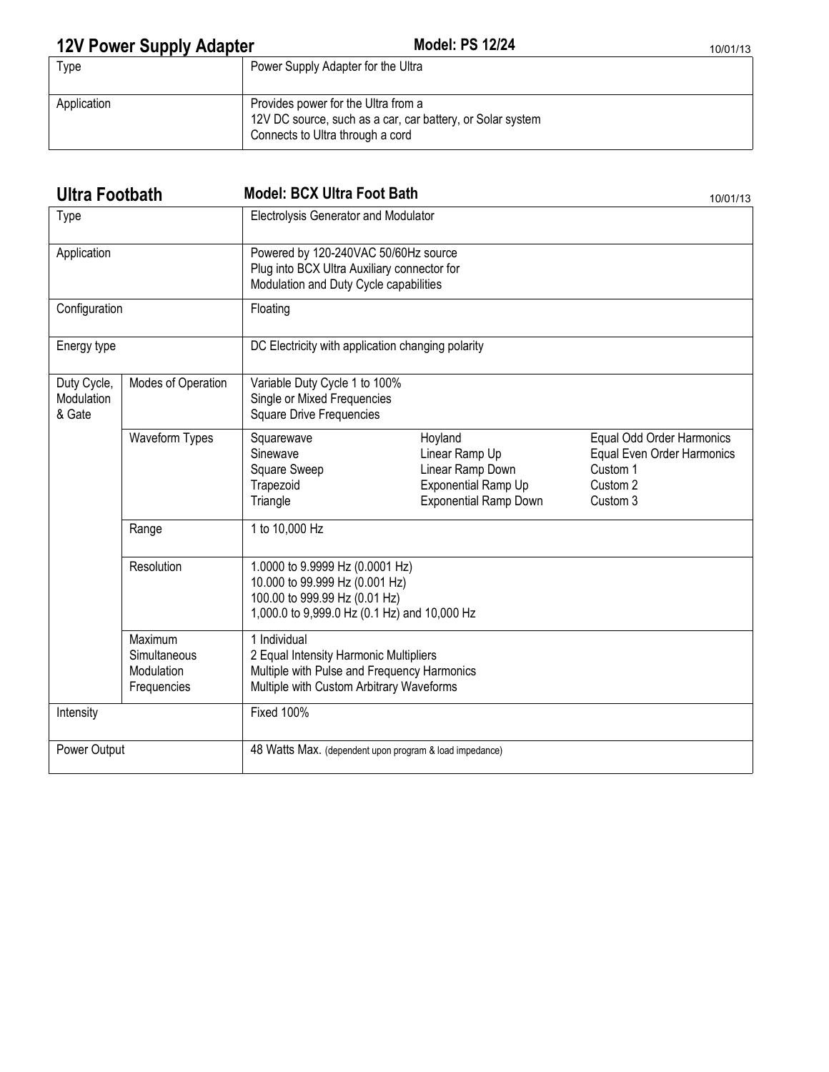## 12V Power Supply Adapter

**Model: PS 12/24**

10/01/13

| | |
|---|---|
| Type | Power Supply Adapter for the Ultra |
| Application | Provides power for the Ultra from a<br>12V DC source, such as a car, car battery, or Solar system<br>Connects to Ultra through a cord |

## Ultra Footbath

**Model: BCX Ultra Foot Bath**

10/01/13

| | | | | |
|---|---|---|---|---|
| Type | | Electrolysis Generator and Modulator | | |
| Application | | Powered by 120-240VAC 50/60Hz source<br>Plug into BCX Ultra Auxiliary connector for<br>Modulation and Duty Cycle capabilities | | |
| Configuration | | Floating | | |
| Energy type | | DC Electricity with application changing polarity | | |
| Duty Cycle, Modulation & Gate | Modes of Operation | Variable Duty Cycle 1 to 100%<br>Single or Mixed Frequencies<br>Square Drive Frequencies | | |
| | Waveform Types | Squarewave<br>Sinewave<br>Square Sweep<br>Trapezoid<br>Triangle | Hoyland<br>Linear Ramp Up<br>Linear Ramp Down<br>Exponential Ramp Up<br>Exponential Ramp Down | Equal Odd Order Harmonics<br>Equal Even Order Harmonics<br>Custom 1<br>Custom 2<br>Custom 3 |
| | Range | 1 to 10,000 Hz | | |
| | Resolution | 1.0000 to 9.9999 Hz (0.0001 Hz)<br>10.000 to 99.999 Hz (0.001 Hz)<br>100.00 to 999.99 Hz (0.01 Hz)<br>1,000.0 to 9,999.0 Hz (0.1 Hz) and 10,000 Hz | | |
| | Maximum Simultaneous Modulation Frequencies | 1 Individual<br>2 Equal Intensity Harmonic Multipliers<br>Multiple with Pulse and Frequency Harmonics<br>Multiple with Custom Arbitrary Waveforms | | |
| Intensity | | Fixed 100% | | |
| Power Output | | 48 Watts Max. (dependent upon program & load impedance) | | |